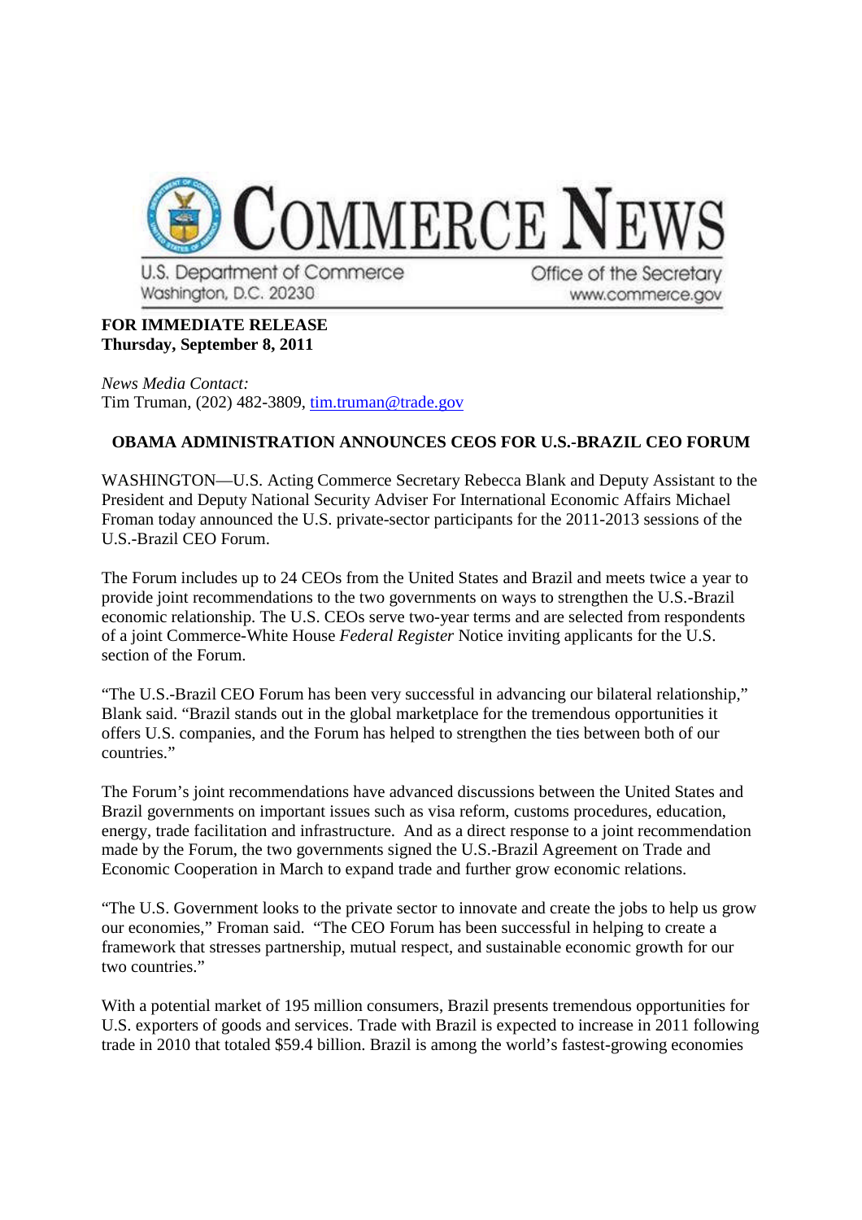# COMMERCE NEWS

U.S. Department of Commerce
Washington, D.C. 20230

Office of the Secretary
www.commerce.gov

**FOR IMMEDIATE RELEASE**
**Thursday, September 8, 2011**

*News Media Contact:*
Tim Truman, (202) 482-3809, tim.truman@trade.gov

## OBAMA ADMINISTRATION ANNOUNCES CEOS FOR U.S.-BRAZIL CEO FORUM

WASHINGTON—U.S. Acting Commerce Secretary Rebecca Blank and Deputy Assistant to the President and Deputy National Security Adviser For International Economic Affairs Michael Froman today announced the U.S. private-sector participants for the 2011-2013 sessions of the U.S.-Brazil CEO Forum.

The Forum includes up to 24 CEOs from the United States and Brazil and meets twice a year to provide joint recommendations to the two governments on ways to strengthen the U.S.-Brazil economic relationship. The U.S. CEOs serve two-year terms and are selected from respondents of a joint Commerce-White House *Federal Register* Notice inviting applicants for the U.S. section of the Forum.

"The U.S.-Brazil CEO Forum has been very successful in advancing our bilateral relationship," Blank said. "Brazil stands out in the global marketplace for the tremendous opportunities it offers U.S. companies, and the Forum has helped to strengthen the ties between both of our countries."

The Forum's joint recommendations have advanced discussions between the United States and Brazil governments on important issues such as visa reform, customs procedures, education, energy, trade facilitation and infrastructure. And as a direct response to a joint recommendation made by the Forum, the two governments signed the U.S.-Brazil Agreement on Trade and Economic Cooperation in March to expand trade and further grow economic relations.

"The U.S. Government looks to the private sector to innovate and create the jobs to help us grow our economies," Froman said. "The CEO Forum has been successful in helping to create a framework that stresses partnership, mutual respect, and sustainable economic growth for our two countries."

With a potential market of 195 million consumers, Brazil presents tremendous opportunities for U.S. exporters of goods and services. Trade with Brazil is expected to increase in 2011 following trade in 2010 that totaled $59.4 billion. Brazil is among the world's fastest-growing economies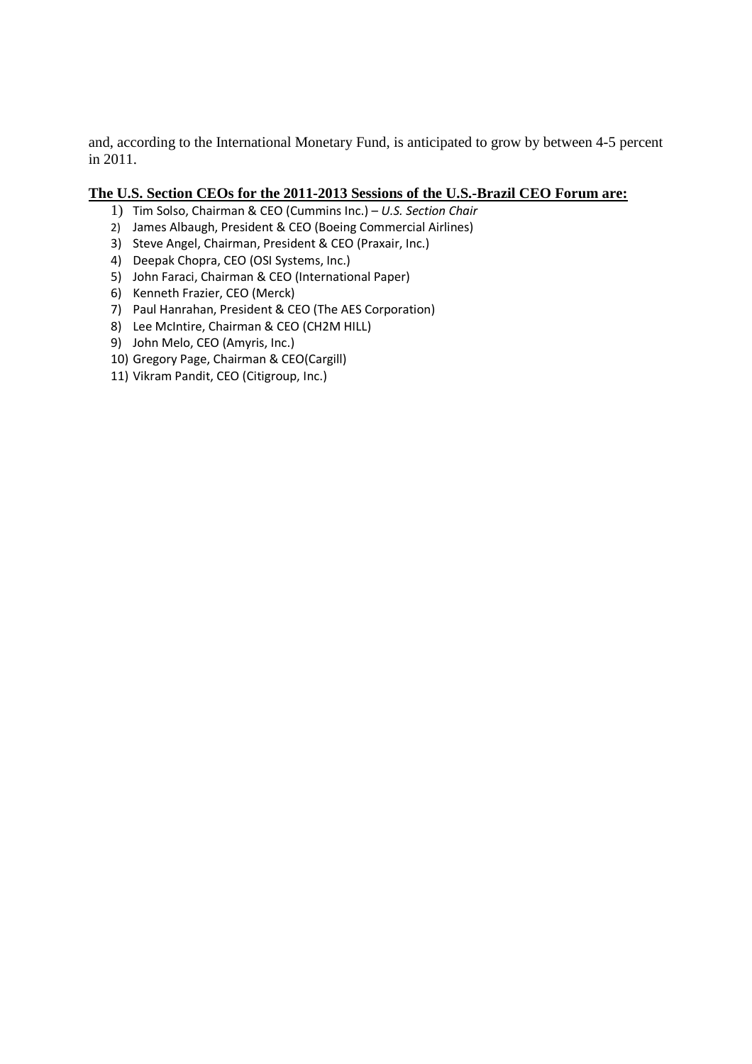and, according to the International Monetary Fund, is anticipated to grow by between 4-5 percent in 2011.

**The U.S. Section CEOs for the 2011-2013 Sessions of the U.S.-Brazil CEO Forum are:**

1) Tim Solso, Chairman & CEO (Cummins Inc.) – *U.S. Section Chair*
2) James Albaugh, President & CEO (Boeing Commercial Airlines)
3) Steve Angel, Chairman, President & CEO (Praxair, Inc.)
4) Deepak Chopra, CEO (OSI Systems, Inc.)
5) John Faraci, Chairman & CEO (International Paper)
6) Kenneth Frazier, CEO (Merck)
7) Paul Hanrahan, President & CEO (The AES Corporation)
8) Lee McIntire, Chairman & CEO (CH2M HILL)
9) John Melo, CEO (Amyris, Inc.)
10) Gregory Page, Chairman & CEO(Cargill)
11) Vikram Pandit, CEO (Citigroup, Inc.)